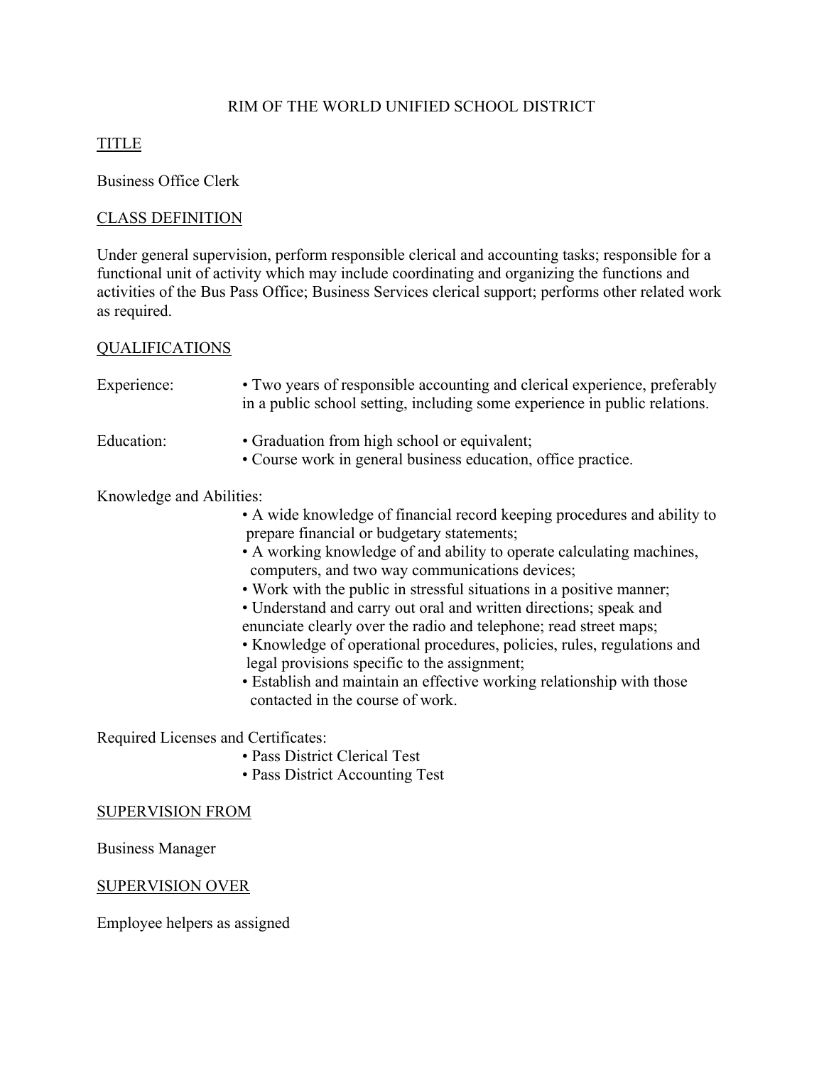# RIM OF THE WORLD UNIFIED SCHOOL DISTRICT

## TITLE

Business Office Clerk

## CLASS DEFINITION

Under general supervision, perform responsible clerical and accounting tasks; responsible for a functional unit of activity which may include coordinating and organizing the functions and activities of the Bus Pass Office; Business Services clerical support; performs other related work as required.

## QUALIFICATIONS

Experience:

- Two years of responsible accounting and clerical experience, preferably in a public school setting, including some experience in public relations.

Education:

- Graduation from high school or equivalent;
- Course work in general business education, office practice.

Knowledge and Abilities:

- A wide knowledge of financial record keeping procedures and ability to prepare financial or budgetary statements;
- A working knowledge of and ability to operate calculating machines, computers, and two way communications devices;
- Work with the public in stressful situations in a positive manner;
- Understand and carry out oral and written directions; speak and enunciate clearly over the radio and telephone; read street maps;
- Knowledge of operational procedures, policies, rules, regulations and legal provisions specific to the assignment;
- Establish and maintain an effective working relationship with those contacted in the course of work.

Required Licenses and Certificates:

- Pass District Clerical Test
- Pass District Accounting Test

## SUPERVISION FROM

Business Manager

## SUPERVISION OVER

Employee helpers as assigned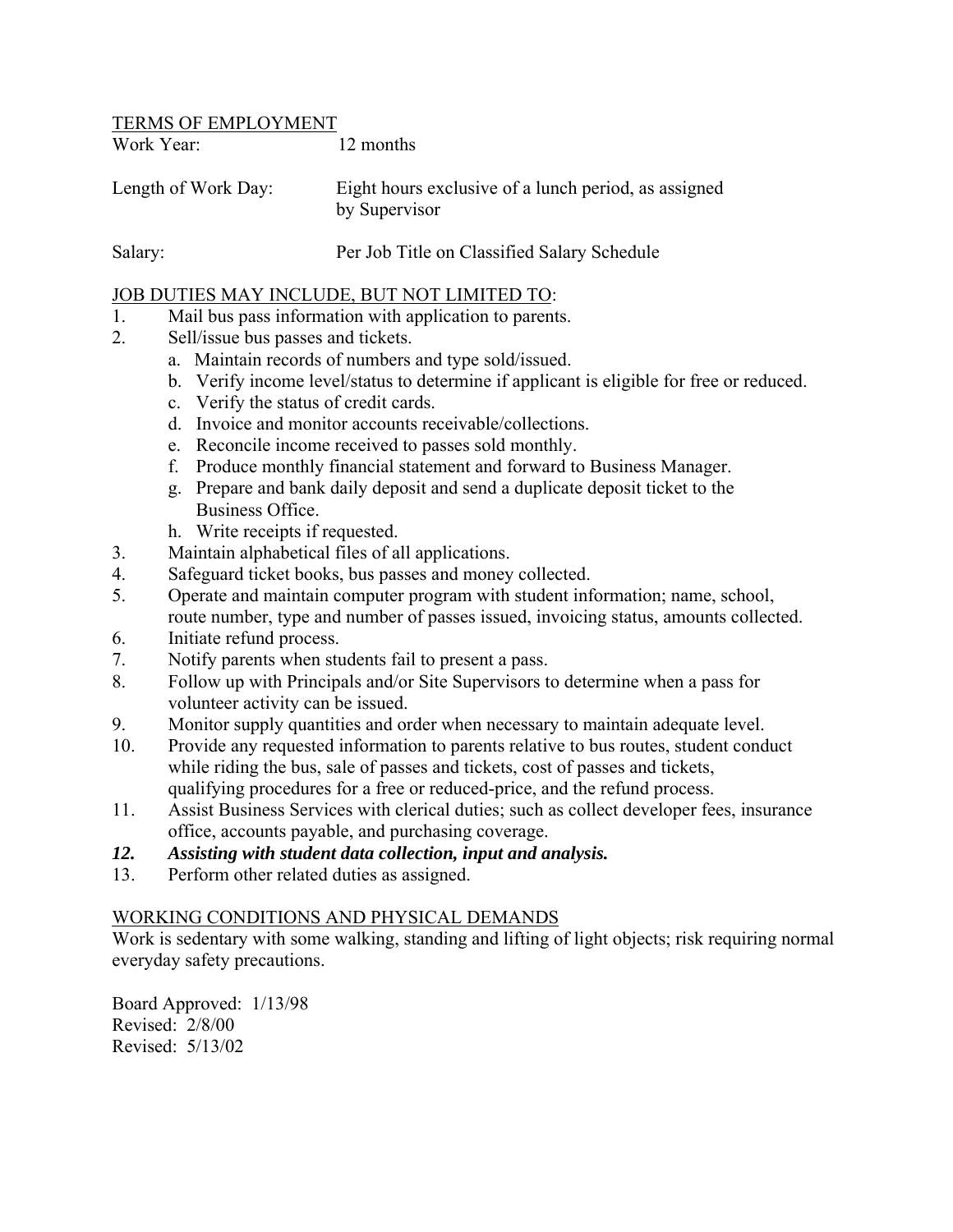TERMS OF EMPLOYMENT

Work Year: 12 months

Length of Work Day: Eight hours exclusive of a lunch period, as assigned by Supervisor

Salary: Per Job Title on Classified Salary Schedule

JOB DUTIES MAY INCLUDE, BUT NOT LIMITED TO:

1. Mail bus pass information with application to parents.
2. Sell/issue bus passes and tickets.
   a. Maintain records of numbers and type sold/issued.
   b. Verify income level/status to determine if applicant is eligible for free or reduced.
   c. Verify the status of credit cards.
   d. Invoice and monitor accounts receivable/collections.
   e. Reconcile income received to passes sold monthly.
   f. Produce monthly financial statement and forward to Business Manager.
   g. Prepare and bank daily deposit and send a duplicate deposit ticket to the Business Office.
   h. Write receipts if requested.
3. Maintain alphabetical files of all applications.
4. Safeguard ticket books, bus passes and money collected.
5. Operate and maintain computer program with student information; name, school, route number, type and number of passes issued, invoicing status, amounts collected.
6. Initiate refund process.
7. Notify parents when students fail to present a pass.
8. Follow up with Principals and/or Site Supervisors to determine when a pass for volunteer activity can be issued.
9. Monitor supply quantities and order when necessary to maintain adequate level.
10. Provide any requested information to parents relative to bus routes, student conduct while riding the bus, sale of passes and tickets, cost of passes and tickets, qualifying procedures for a free or reduced-price, and the refund process.
11. Assist Business Services with clerical duties; such as collect developer fees, insurance office, accounts payable, and purchasing coverage.
12. ***Assisting with student data collection, input and analysis.***
13. Perform other related duties as assigned.

WORKING CONDITIONS AND PHYSICAL DEMANDS

Work is sedentary with some walking, standing and lifting of light objects; risk requiring normal everyday safety precautions.

Board Approved: 1/13/98
Revised: 2/8/00
Revised: 5/13/02